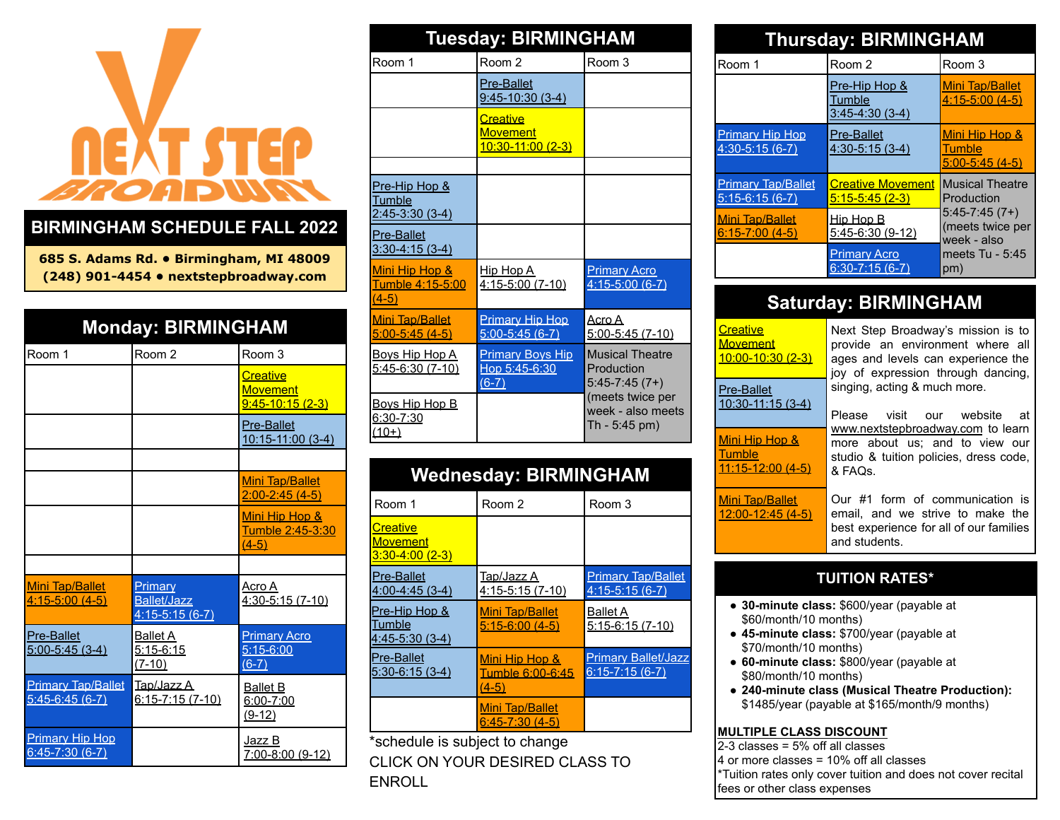# NEXT STEP BROADWAY

## BIRMINGHAM SCHEDULE FALL 2022

685 S. Adams Rd. • Birmingham, MI 48009
(248) 901-4454 • nextstepbroadway.com

## Monday: BIRMINGHAM

| Room 1 | Room 2 | Room 3 |
|---|---|---|
| | | Creative Movement 9:45-10:15 (2-3) |
| | | Pre-Ballet 10:15-11:00 (3-4) |
| | | |
| | | Mini Tap/Ballet 2:00-2:45 (4-5) |
| | | Mini Hip Hop & Tumble 2:45-3:30 (4-5) |
| | | |
| Mini Tap/Ballet 4:15-5:00 (4-5) | Primary Ballet/Jazz 4:15-5:15 (6-7) | Acro A 4:30-5:15 (7-10) |
| Pre-Ballet 5:00-5:45 (3-4) | Ballet A 5:15-6:15 (7-10) | Primary Acro 5:15-6:00 (6-7) |
| Primary Tap/Ballet 5:45-6:45 (6-7) | Tap/Jazz A 6:15-7:15 (7-10) | Ballet B 6:00-7:00 (9-12) |
| Primary Hip Hop 6:45-7:30 (6-7) | | Jazz B 7:00-8:00 (9-12) |

## Tuesday: BIRMINGHAM

| Room 1 | Room 2 | Room 3 |
|---|---|---|
| | Pre-Ballet 9:45-10:30 (3-4) | |
| | Creative Movement 10:30-11:00 (2-3) | |
| | | |
| Pre-Hip Hop & Tumble 2:45-3:30 (3-4) | | |
| Pre-Ballet 3:30-4:15 (3-4) | | |
| Mini Hip Hop & Tumble 4:15-5:00 (4-5) | Hip Hop A 4:15-5:00 (7-10) | Primary Acro 4:15-5:00 (6-7) |
| Mini Tap/Ballet 5:00-5:45 (4-5) | Primary Hip Hop 5:00-5:45 (6-7) | Acro A 5:00-5:45 (7-10) |
| Boys Hip Hop A 5:45-6:30 (7-10) | Primary Boys Hip Hop 5:45-6:30 (6-7) | Musical Theatre Production 5:45-7:45 (7+) (meets twice per week - also meets Th - 5:45 pm) |
| Boys Hip Hop B 6:30-7:30 (10+) | | |

## Wednesday: BIRMINGHAM

| Room 1 | Room 2 | Room 3 |
|---|---|---|
| Creative Movement 3:30-4:00 (2-3) | | |
| Pre-Ballet 4:00-4:45 (3-4) | Tap/Jazz A 4:15-5:15 (7-10) | Primary Tap/Ballet 4:15-5:15 (6-7) |
| Pre-Hip Hop & Tumble 4:45-5:30 (3-4) | Mini Tap/Ballet 5:15-6:00 (4-5) | Ballet A 5:15-6:15 (7-10) |
| Pre-Ballet 5:30-6:15 (3-4) | Mini Hip Hop & Tumble 6:00-6:45 (4-5) | Primary Ballet/Jazz 6:15-7:15 (6-7) |
| | Mini Tap/Ballet 6:45-7:30 (4-5) | |

*schedule is subject to change

CLICK ON YOUR DESIRED CLASS TO ENROLL

## Thursday: BIRMINGHAM

| Room 1 | Room 2 | Room 3 |
|---|---|---|
| | Pre-Hip Hop & Tumble 3:45-4:30 (3-4) | Mini Tap/Ballet 4:15-5:00 (4-5) |
| Primary Hip Hop 4:30-5:15 (6-7) | Pre-Ballet 4:30-5:15 (3-4) | Mini Hip Hop & Tumble 5:00-5:45 (4-5) |
| Primary Tap/Ballet 5:15-6:15 (6-7) | Creative Movement 5:15-5:45 (2-3) | Musical Theatre Production 5:45-7:45 (7+) (meets twice per week - also meets Tu - 5:45 pm) |
| Mini Tap/Ballet 6:15-7:00 (4-5) | Hip Hop B 5:45-6:30 (9-12) | |
| | Primary Acro 6:30-7:15 (6-7) | |

## Saturday: BIRMINGHAM

| Class |
|---|
| Creative Movement 10:00-10:30 (2-3) |
| Pre-Ballet 10:30-11:15 (3-4) |
| Mini Hip Hop & Tumble 11:15-12:00 (4-5) |
| Mini Tap/Ballet 12:00-12:45 (4-5) |

Next Step Broadway's mission is to provide an environment where all ages and levels can experience the joy of expression through dancing, singing, acting & much more.

Please visit our website at www.nextstepbroadway.com to learn more about us; and to view our studio & tuition policies, dress code, & FAQs.

Our #1 form of communication is email, and we strive to make the best experience for all of our families and students.

## TUITION RATES*

- **30-minute class:** $600/year (payable at $60/month/10 months)
- **45-minute class:** $700/year (payable at $70/month/10 months)
- **60-minute class:** $800/year (payable at $80/month/10 months)
- **240-minute class (Musical Theatre Production):** $1485/year (payable at $165/month/9 months)

**MULTIPLE CLASS DISCOUNT**

2-3 classes = 5% off all classes
4 or more classes = 10% off all classes
*Tuition rates only cover tuition and does not cover recital fees or other class expenses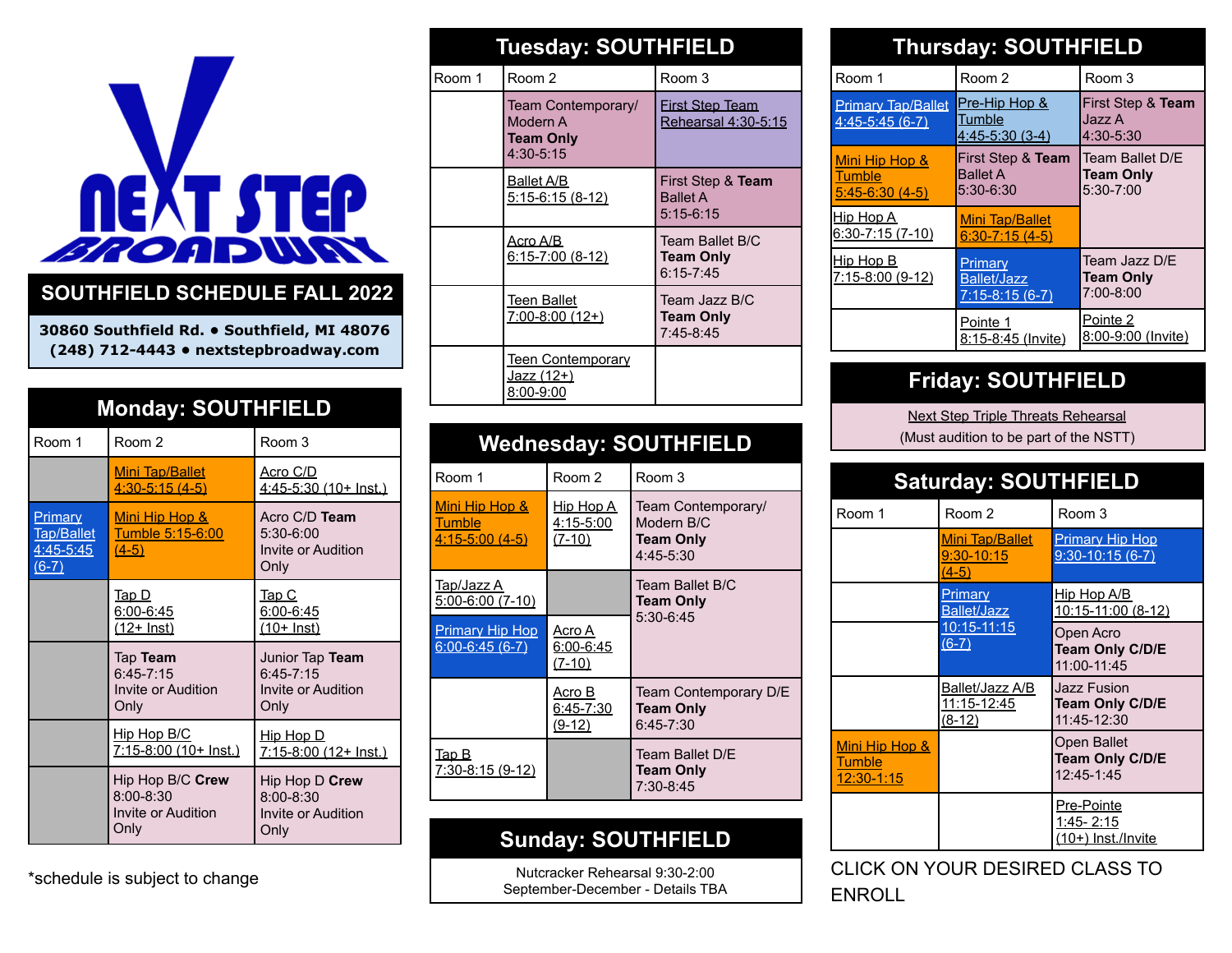# NEXT STEP BROADWAY

## SOUTHFIELD SCHEDULE FALL 2022

**30860 Southfield Rd. • Southfield, MI 48076**
**(248) 712-4443 • nextstepbroadway.com**

## Monday: SOUTHFIELD

| Room 1 | Room 2 | Room 3 |
|---|---|---|
| | Mini Tap/Ballet 4:30-5:15 (4-5) | Acro C/D 4:45-5:30 (10+ Inst.) |
| Primary Tap/Ballet 4:45-5:45 (6-7) | Mini Hip Hop & Tumble 5:15-6:00 (4-5) | Acro C/D **Team** 5:30-6:00 Invite or Audition Only |
| | Tap D 6:00-6:45 (12+ Inst) | Tap C 6:00-6:45 (10+ Inst) |
| | Tap **Team** 6:45-7:15 Invite or Audition Only | Junior Tap **Team** 6:45-7:15 Invite or Audition Only |
| | Hip Hop B/C 7:15-8:00 (10+ Inst.) | Hip Hop D 7:15-8:00 (12+ Inst.) |
| | Hip Hop B/C **Crew** 8:00-8:30 Invite or Audition Only | Hip Hop D **Crew** 8:00-8:30 Invite or Audition Only |

*schedule is subject to change

## Tuesday: SOUTHFIELD

| Room 1 | Room 2 | Room 3 |
|---|---|---|
| | Team Contemporary/ Modern A **Team Only** 4:30-5:15 | First Step Team Rehearsal 4:30-5:15 |
| | Ballet A/B 5:15-6:15 (8-12) | First Step & **Team** Ballet A 5:15-6:15 |
| | Acro A/B 6:15-7:00 (8-12) | Team Ballet B/C **Team Only** 6:15-7:45 |
| | Teen Ballet 7:00-8:00 (12+) | Team Jazz B/C **Team Only** 7:45-8:45 |
| | Teen Contemporary Jazz (12+) 8:00-9:00 | |

## Wednesday: SOUTHFIELD

| Room 1 | Room 2 | Room 3 |
|---|---|---|
| Mini Hip Hop & Tumble 4:15-5:00 (4-5) | Hip Hop A 4:15-5:00 (7-10) | Team Contemporary/ Modern B/C **Team Only** 4:45-5:30 |
| Tap/Jazz A 5:00-6:00 (7-10) | | Team Ballet B/C **Team Only** 5:30-6:45 |
| Primary Hip Hop 6:00-6:45 (6-7) | Acro A 6:00-6:45 (7-10) | |
| | Acro B 6:45-7:30 (9-12) | Team Contemporary D/E **Team Only** 6:45-7:30 |
| Tap B 7:30-8:15 (9-12) | | Team Ballet D/E **Team Only** 7:30-8:45 |

## Sunday: SOUTHFIELD

Nutcracker Rehearsal 9:30-2:00
September-December - Details TBA

## Thursday: SOUTHFIELD

| Room 1 | Room 2 | Room 3 |
|---|---|---|
| Primary Tap/Ballet 4:45-5:45 (6-7) | Pre-Hip Hop & Tumble 4:45-5:30 (3-4) | First Step & **Team** Jazz A 4:30-5:30 |
| Mini Hip Hop & Tumble 5:45-6:30 (4-5) | First Step & **Team** Ballet A 5:30-6:30 | Team Ballet D/E **Team Only** 5:30-7:00 |
| Hip Hop A 6:30-7:15 (7-10) | Mini Tap/Ballet 6:30-7:15 (4-5) | |
| Hip Hop B 7:15-8:00 (9-12) | Primary Ballet/Jazz 7:15-8:15 (6-7) | Team Jazz D/E **Team Only** 7:00-8:00 |
| | Pointe 1 8:15-8:45 (Invite) | Pointe 2 8:00-9:00 (Invite) |

## Friday: SOUTHFIELD

Next Step Triple Threats Rehearsal
(Must audition to be part of the NSTT)

## Saturday: SOUTHFIELD

| Room 1 | Room 2 | Room 3 |
|---|---|---|
| | Mini Tap/Ballet 9:30-10:15 (4-5) | Primary Hip Hop 9:30-10:15 (6-7) |
| | Primary Ballet/Jazz 10:15-11:15 (6-7) | Hip Hop A/B 10:15-11:00 (8-12) |
| | | Open Acro **Team Only C/D/E** 11:00-11:45 |
| | Ballet/Jazz A/B 11:15-12:45 (8-12) | Jazz Fusion **Team Only C/D/E** 11:45-12:30 |
| Mini Hip Hop & Tumble 12:30-1:15 | | Open Ballet **Team Only C/D/E** 12:45-1:45 |
| | | Pre-Pointe 1:45- 2:15 (10+) Inst./Invite |

CLICK ON YOUR DESIRED CLASS TO ENROLL